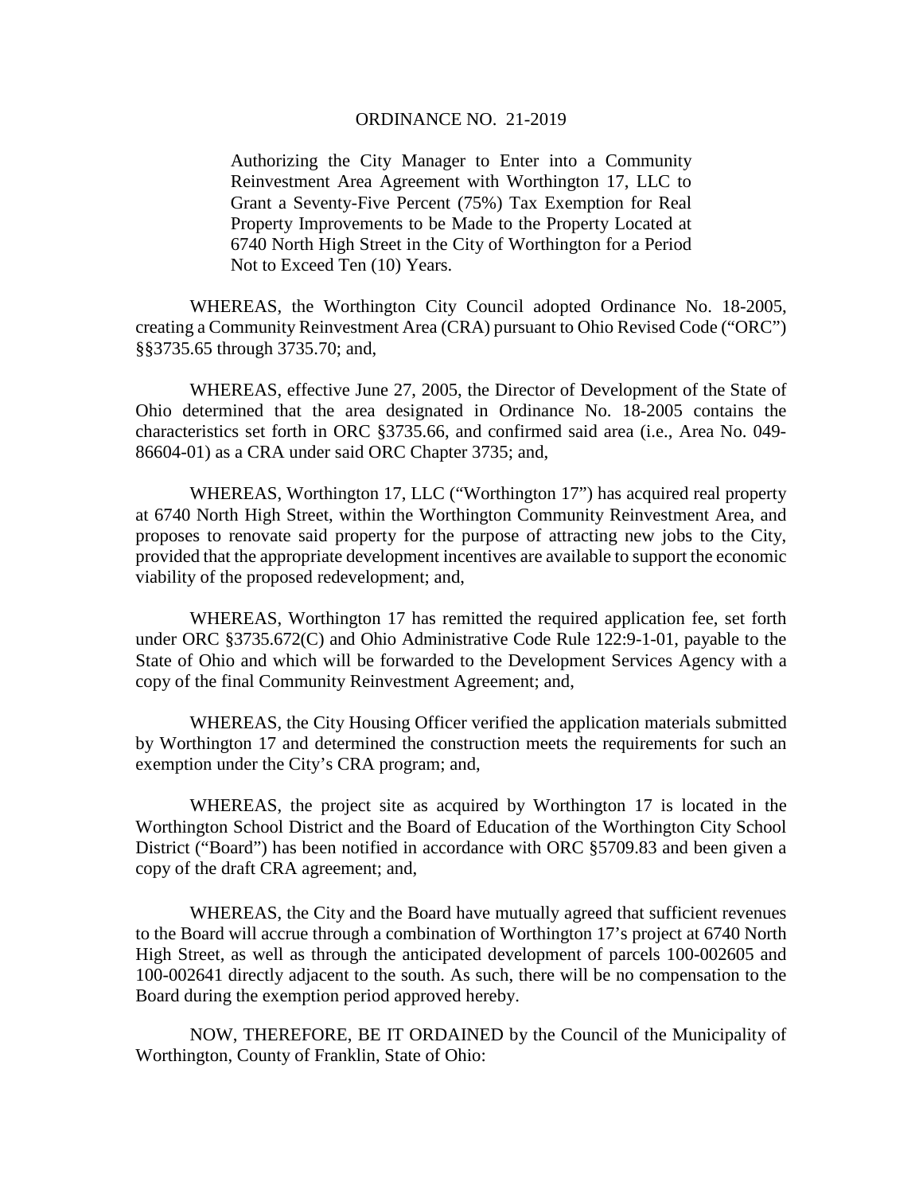# ORDINANCE NO. 21-2019

Authorizing the City Manager to Enter into a Community Reinvestment Area Agreement with Worthington 17, LLC to Grant a Seventy-Five Percent (75%) Tax Exemption for Real Property Improvements to be Made to the Property Located at 6740 North High Street in the City of Worthington for a Period Not to Exceed Ten (10) Years.

WHEREAS, the Worthington City Council adopted Ordinance No. 18-2005, creating a Community Reinvestment Area (CRA) pursuant to Ohio Revised Code ("ORC") §§3735.65 through 3735.70; and,

WHEREAS, effective June 27, 2005, the Director of Development of the State of Ohio determined that the area designated in Ordinance No. 18-2005 contains the characteristics set forth in ORC §3735.66, and confirmed said area (i.e., Area No. 049-86604-01) as a CRA under said ORC Chapter 3735; and,

WHEREAS, Worthington 17, LLC ("Worthington 17") has acquired real property at 6740 North High Street, within the Worthington Community Reinvestment Area, and proposes to renovate said property for the purpose of attracting new jobs to the City, provided that the appropriate development incentives are available to support the economic viability of the proposed redevelopment; and,

WHEREAS, Worthington 17 has remitted the required application fee, set forth under ORC §3735.672(C) and Ohio Administrative Code Rule 122:9-1-01, payable to the State of Ohio and which will be forwarded to the Development Services Agency with a copy of the final Community Reinvestment Agreement; and,

WHEREAS, the City Housing Officer verified the application materials submitted by Worthington 17 and determined the construction meets the requirements for such an exemption under the City's CRA program; and,

WHEREAS, the project site as acquired by Worthington 17 is located in the Worthington School District and the Board of Education of the Worthington City School District ("Board") has been notified in accordance with ORC §5709.83 and been given a copy of the draft CRA agreement; and,

WHEREAS, the City and the Board have mutually agreed that sufficient revenues to the Board will accrue through a combination of Worthington 17's project at 6740 North High Street, as well as through the anticipated development of parcels 100-002605 and 100-002641 directly adjacent to the south. As such, there will be no compensation to the Board during the exemption period approved hereby.

NOW, THEREFORE, BE IT ORDAINED by the Council of the Municipality of Worthington, County of Franklin, State of Ohio: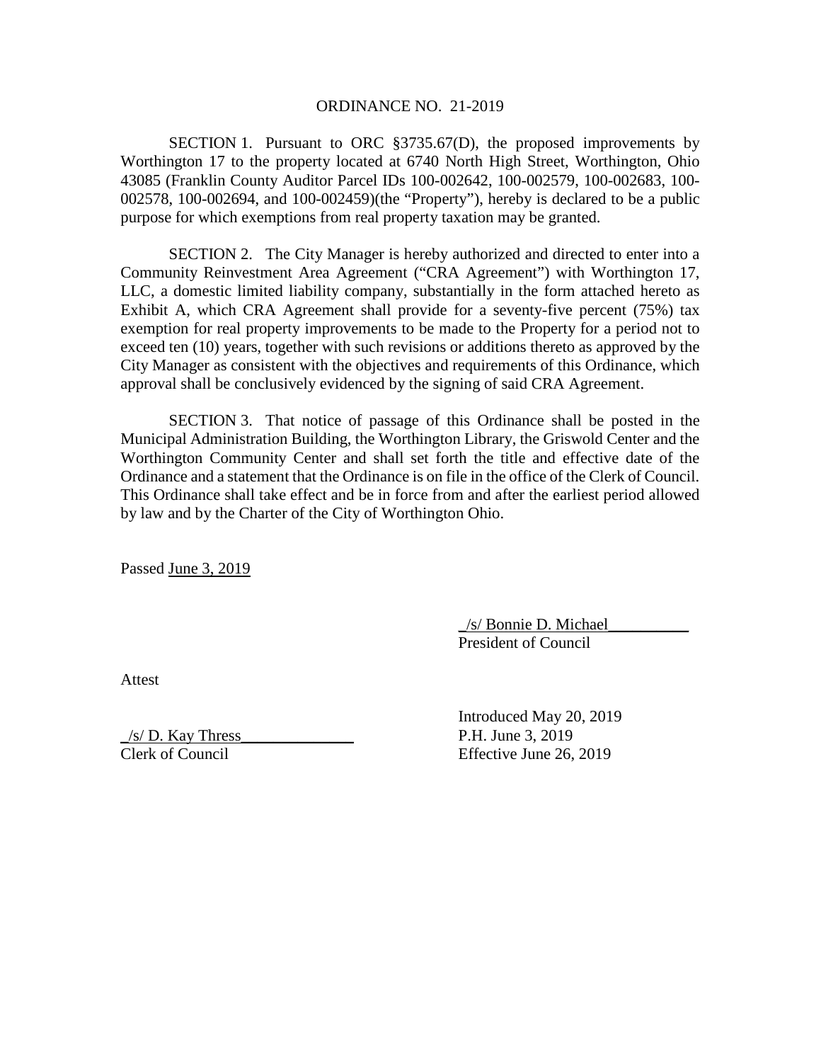ORDINANCE NO. 21-2019

SECTION 1. Pursuant to ORC §3735.67(D), the proposed improvements by Worthington 17 to the property located at 6740 North High Street, Worthington, Ohio 43085 (Franklin County Auditor Parcel IDs 100-002642, 100-002579, 100-002683, 100-002578, 100-002694, and 100-002459)(the "Property"), hereby is declared to be a public purpose for which exemptions from real property taxation may be granted.

SECTION 2. The City Manager is hereby authorized and directed to enter into a Community Reinvestment Area Agreement ("CRA Agreement") with Worthington 17, LLC, a domestic limited liability company, substantially in the form attached hereto as Exhibit A, which CRA Agreement shall provide for a seventy-five percent (75%) tax exemption for real property improvements to be made to the Property for a period not to exceed ten (10) years, together with such revisions or additions thereto as approved by the City Manager as consistent with the objectives and requirements of this Ordinance, which approval shall be conclusively evidenced by the signing of said CRA Agreement.

SECTION 3. That notice of passage of this Ordinance shall be posted in the Municipal Administration Building, the Worthington Library, the Griswold Center and the Worthington Community Center and shall set forth the title and effective date of the Ordinance and a statement that the Ordinance is on file in the office of the Clerk of Council. This Ordinance shall take effect and be in force from and after the earliest period allowed by law and by the Charter of the City of Worthington Ohio.

Passed June 3, 2019

_/s/ Bonnie D. Michael__________
President of Council

Attest

_/s/ D. Kay Thress______________
Clerk of Council

Introduced May 20, 2019
P.H. June 3, 2019
Effective June 26, 2019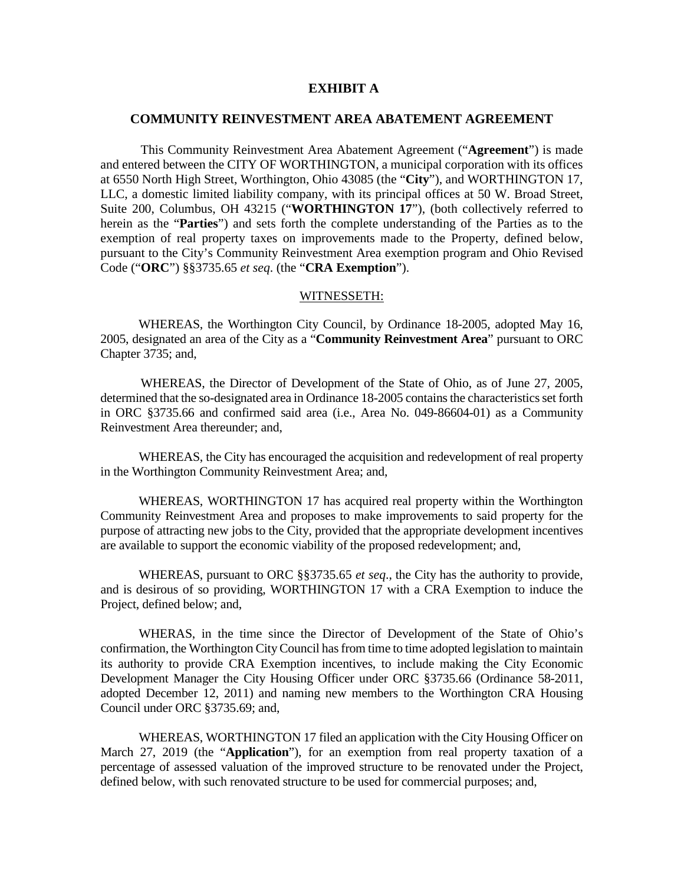# EXHIBIT A

## COMMUNITY REINVESTMENT AREA ABATEMENT AGREEMENT

This Community Reinvestment Area Abatement Agreement ("**Agreement**") is made and entered between the CITY OF WORTHINGTON, a municipal corporation with its offices at 6550 North High Street, Worthington, Ohio 43085 (the "**City**"), and WORTHINGTON 17, LLC, a domestic limited liability company, with its principal offices at 50 W. Broad Street, Suite 200, Columbus, OH 43215 ("**WORTHINGTON 17**"), (both collectively referred to herein as the "**Parties**") and sets forth the complete understanding of the Parties as to the exemption of real property taxes on improvements made to the Property, defined below, pursuant to the City's Community Reinvestment Area exemption program and Ohio Revised Code ("**ORC**") §§3735.65 *et seq*. (the "**CRA Exemption**").

WITNESSETH:

WHEREAS, the Worthington City Council, by Ordinance 18-2005, adopted May 16, 2005, designated an area of the City as a "**Community Reinvestment Area**" pursuant to ORC Chapter 3735; and,

WHEREAS, the Director of Development of the State of Ohio, as of June 27, 2005, determined that the so-designated area in Ordinance 18-2005 contains the characteristics set forth in ORC §3735.66 and confirmed said area (i.e., Area No. 049-86604-01) as a Community Reinvestment Area thereunder; and,

WHEREAS, the City has encouraged the acquisition and redevelopment of real property in the Worthington Community Reinvestment Area; and,

WHEREAS, WORTHINGTON 17 has acquired real property within the Worthington Community Reinvestment Area and proposes to make improvements to said property for the purpose of attracting new jobs to the City, provided that the appropriate development incentives are available to support the economic viability of the proposed redevelopment; and,

WHEREAS, pursuant to ORC §§3735.65 *et seq*., the City has the authority to provide, and is desirous of so providing, WORTHINGTON 17 with a CRA Exemption to induce the Project, defined below; and,

WHERAS, in the time since the Director of Development of the State of Ohio's confirmation, the Worthington City Council has from time to time adopted legislation to maintain its authority to provide CRA Exemption incentives, to include making the City Economic Development Manager the City Housing Officer under ORC §3735.66 (Ordinance 58-2011, adopted December 12, 2011) and naming new members to the Worthington CRA Housing Council under ORC §3735.69; and,

WHEREAS, WORTHINGTON 17 filed an application with the City Housing Officer on March 27, 2019 (the "**Application**"), for an exemption from real property taxation of a percentage of assessed valuation of the improved structure to be renovated under the Project, defined below, with such renovated structure to be used for commercial purposes; and,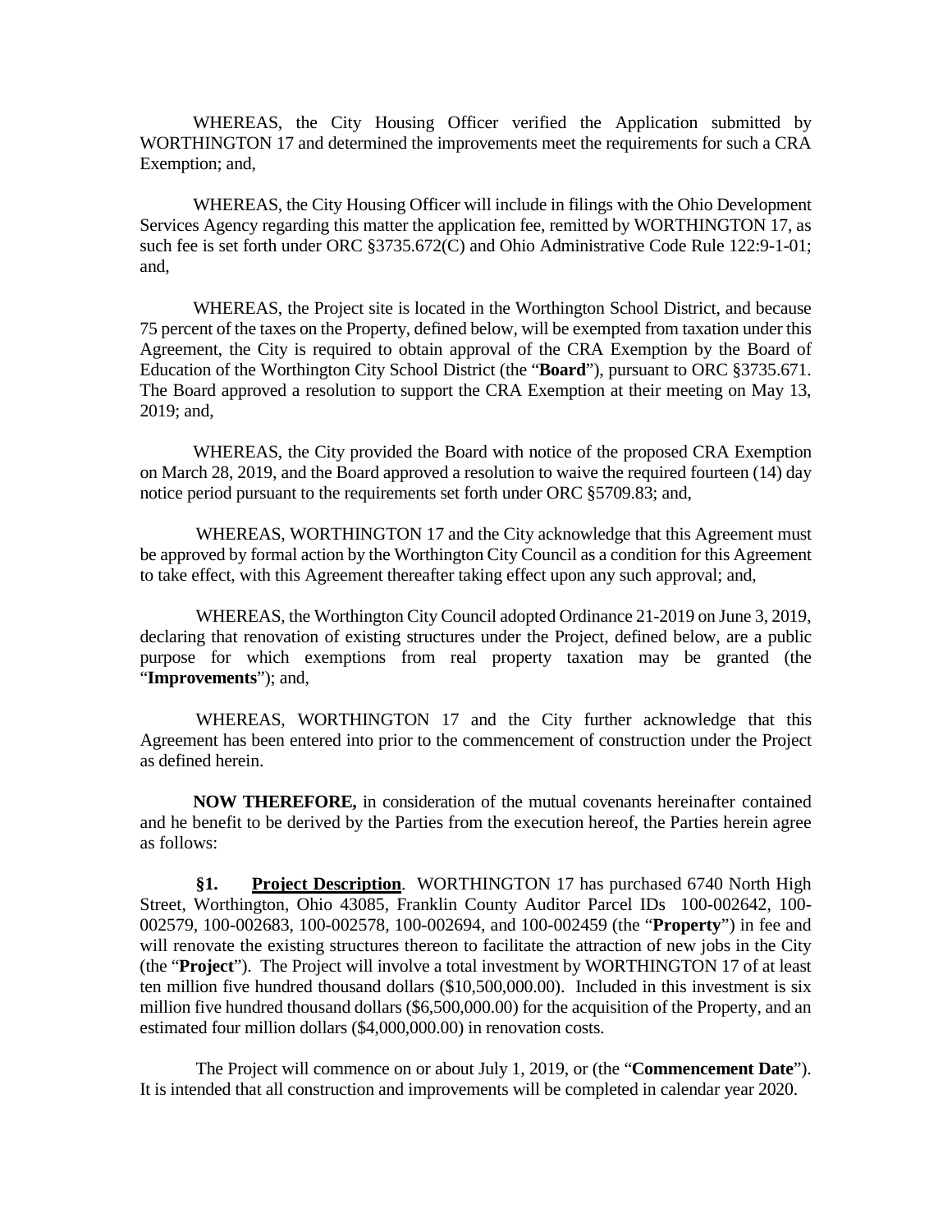WHEREAS, the City Housing Officer verified the Application submitted by WORTHINGTON 17 and determined the improvements meet the requirements for such a CRA Exemption; and,

WHEREAS, the City Housing Officer will include in filings with the Ohio Development Services Agency regarding this matter the application fee, remitted by WORTHINGTON 17, as such fee is set forth under ORC §3735.672(C) and Ohio Administrative Code Rule 122:9-1-01; and,

WHEREAS, the Project site is located in the Worthington School District, and because 75 percent of the taxes on the Property, defined below, will be exempted from taxation under this Agreement, the City is required to obtain approval of the CRA Exemption by the Board of Education of the Worthington City School District (the "**Board**"), pursuant to ORC §3735.671. The Board approved a resolution to support the CRA Exemption at their meeting on May 13, 2019; and,

WHEREAS, the City provided the Board with notice of the proposed CRA Exemption on March 28, 2019, and the Board approved a resolution to waive the required fourteen (14) day notice period pursuant to the requirements set forth under ORC §5709.83; and,

WHEREAS, WORTHINGTON 17 and the City acknowledge that this Agreement must be approved by formal action by the Worthington City Council as a condition for this Agreement to take effect, with this Agreement thereafter taking effect upon any such approval; and,

WHEREAS, the Worthington City Council adopted Ordinance 21-2019 on June 3, 2019, declaring that renovation of existing structures under the Project, defined below, are a public purpose for which exemptions from real property taxation may be granted (the "**Improvements**"); and,

WHEREAS, WORTHINGTON 17 and the City further acknowledge that this Agreement has been entered into prior to the commencement of construction under the Project as defined herein.

**NOW THEREFORE,** in consideration of the mutual covenants hereinafter contained and he benefit to be derived by the Parties from the execution hereof, the Parties herein agree as follows:

**§1. <u>Project Description</u>**. WORTHINGTON 17 has purchased 6740 North High Street, Worthington, Ohio 43085, Franklin County Auditor Parcel IDs 100-002642, 100-002579, 100-002683, 100-002578, 100-002694, and 100-002459 (the "**Property**") in fee and will renovate the existing structures thereon to facilitate the attraction of new jobs in the City (the "**Project**"). The Project will involve a total investment by WORTHINGTON 17 of at least ten million five hundred thousand dollars ($10,500,000.00). Included in this investment is six million five hundred thousand dollars ($6,500,000.00) for the acquisition of the Property, and an estimated four million dollars ($4,000,000.00) in renovation costs.

The Project will commence on or about July 1, 2019, or (the "**Commencement Date**"). It is intended that all construction and improvements will be completed in calendar year 2020.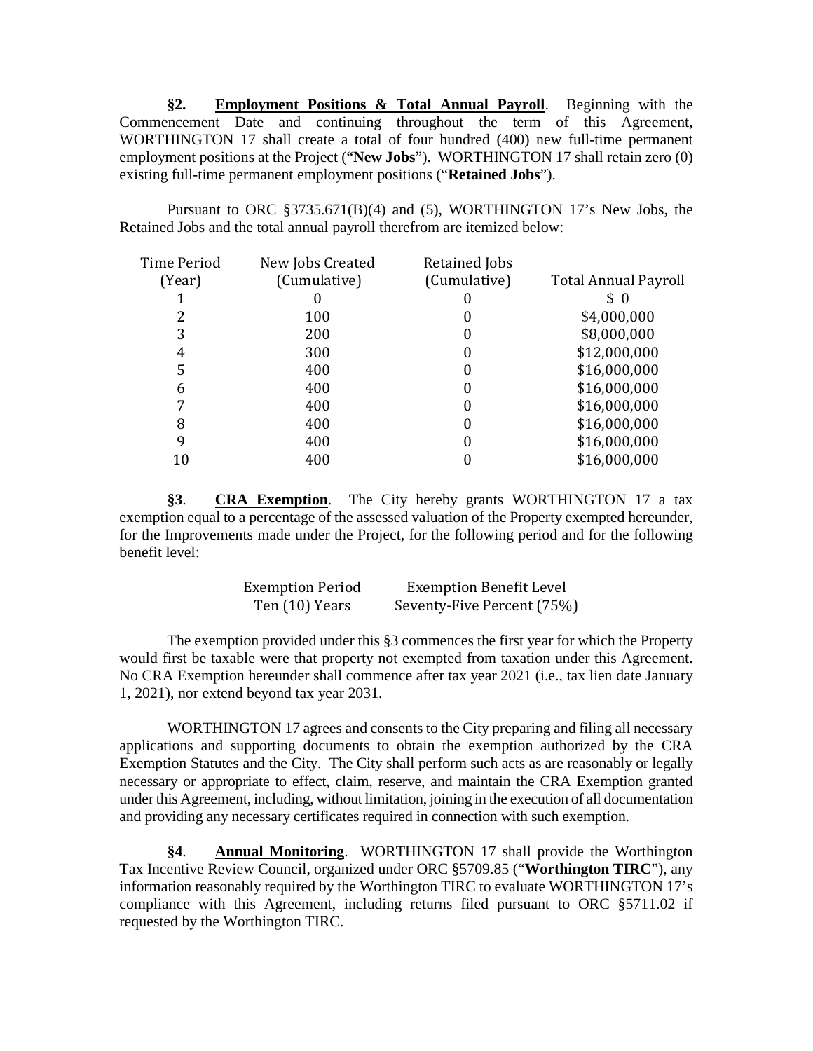**§2. <u>Employment Positions & Total Annual Payroll</u>**. Beginning with the Commencement Date and continuing throughout the term of this Agreement, WORTHINGTON 17 shall create a total of four hundred (400) new full-time permanent employment positions at the Project ("**New Jobs**"). WORTHINGTON 17 shall retain zero (0) existing full-time permanent employment positions ("**Retained Jobs**").

Pursuant to ORC §3735.671(B)(4) and (5), WORTHINGTON 17's New Jobs, the Retained Jobs and the total annual payroll therefrom are itemized below:

| Time Period (Year) | New Jobs Created (Cumulative) | Retained Jobs (Cumulative) | Total Annual Payroll |
|---|---|---|---|
| 1 | 0 | 0 | $ 0 |
| 2 | 100 | 0 | $4,000,000 |
| 3 | 200 | 0 | $8,000,000 |
| 4 | 300 | 0 | $12,000,000 |
| 5 | 400 | 0 | $16,000,000 |
| 6 | 400 | 0 | $16,000,000 |
| 7 | 400 | 0 | $16,000,000 |
| 8 | 400 | 0 | $16,000,000 |
| 9 | 400 | 0 | $16,000,000 |
| 10 | 400 | 0 | $16,000,000 |

**§3**. **<u>CRA Exemption</u>**. The City hereby grants WORTHINGTON 17 a tax exemption equal to a percentage of the assessed valuation of the Property exempted hereunder, for the Improvements made under the Project, for the following period and for the following benefit level:

| Exemption Period | Exemption Benefit Level |
|---|---|
| Ten (10) Years | Seventy-Five Percent (75%) |

The exemption provided under this §3 commences the first year for which the Property would first be taxable were that property not exempted from taxation under this Agreement. No CRA Exemption hereunder shall commence after tax year 2021 (i.e., tax lien date January 1, 2021), nor extend beyond tax year 2031.

WORTHINGTON 17 agrees and consents to the City preparing and filing all necessary applications and supporting documents to obtain the exemption authorized by the CRA Exemption Statutes and the City. The City shall perform such acts as are reasonably or legally necessary or appropriate to effect, claim, reserve, and maintain the CRA Exemption granted under this Agreement, including, without limitation, joining in the execution of all documentation and providing any necessary certificates required in connection with such exemption.

**§4**. **<u>Annual Monitoring</u>**. WORTHINGTON 17 shall provide the Worthington Tax Incentive Review Council, organized under ORC §5709.85 ("**Worthington TIRC**"), any information reasonably required by the Worthington TIRC to evaluate WORTHINGTON 17's compliance with this Agreement, including returns filed pursuant to ORC §5711.02 if requested by the Worthington TIRC.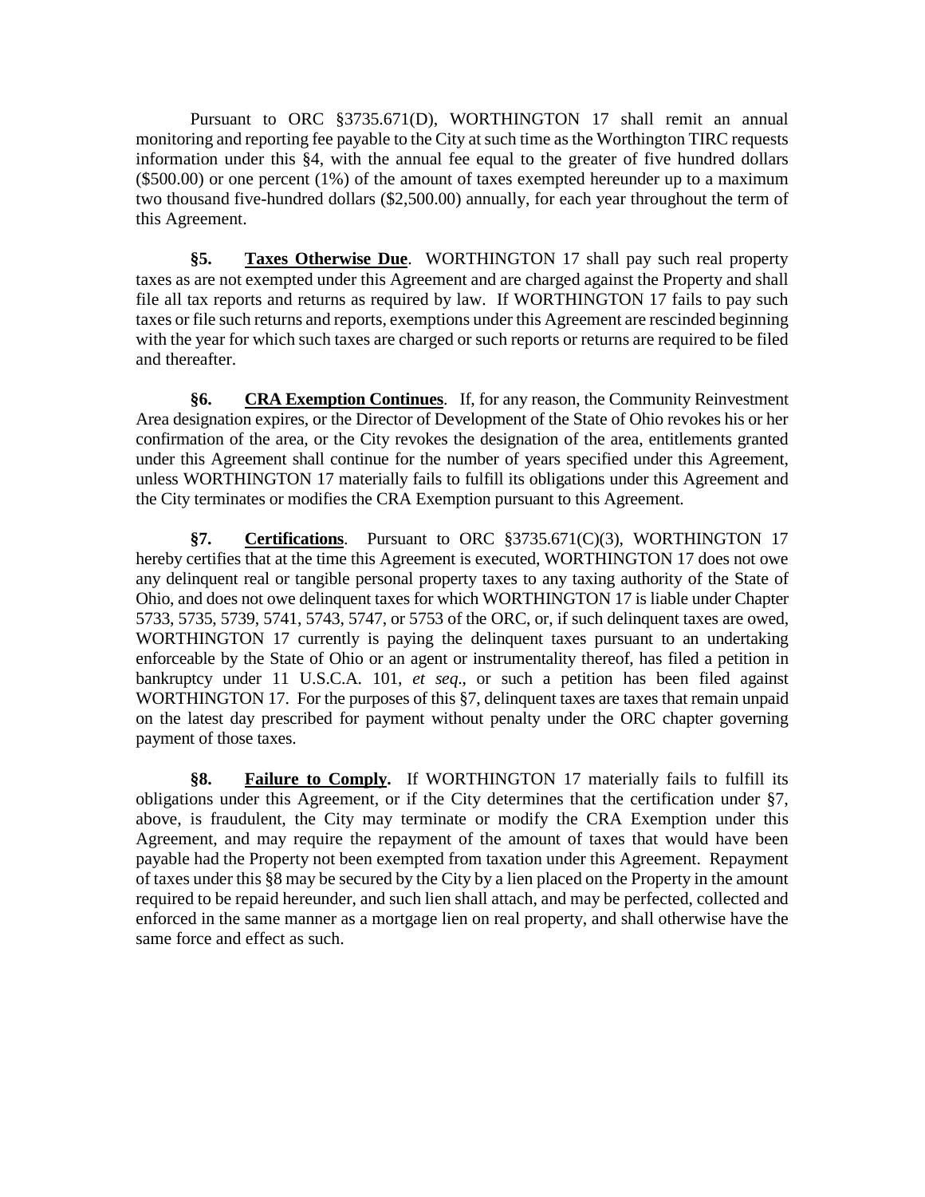Pursuant to ORC §3735.671(D), WORTHINGTON 17 shall remit an annual monitoring and reporting fee payable to the City at such time as the Worthington TIRC requests information under this §4, with the annual fee equal to the greater of five hundred dollars ($500.00) or one percent (1%) of the amount of taxes exempted hereunder up to a maximum two thousand five-hundred dollars ($2,500.00) annually, for each year throughout the term of this Agreement.

**§5.** **Taxes Otherwise Due**. WORTHINGTON 17 shall pay such real property taxes as are not exempted under this Agreement and are charged against the Property and shall file all tax reports and returns as required by law. If WORTHINGTON 17 fails to pay such taxes or file such returns and reports, exemptions under this Agreement are rescinded beginning with the year for which such taxes are charged or such reports or returns are required to be filed and thereafter.

**§6.** **CRA Exemption Continues**. If, for any reason, the Community Reinvestment Area designation expires, or the Director of Development of the State of Ohio revokes his or her confirmation of the area, or the City revokes the designation of the area, entitlements granted under this Agreement shall continue for the number of years specified under this Agreement, unless WORTHINGTON 17 materially fails to fulfill its obligations under this Agreement and the City terminates or modifies the CRA Exemption pursuant to this Agreement.

**§7.** **Certifications**. Pursuant to ORC §3735.671(C)(3), WORTHINGTON 17 hereby certifies that at the time this Agreement is executed, WORTHINGTON 17 does not owe any delinquent real or tangible personal property taxes to any taxing authority of the State of Ohio, and does not owe delinquent taxes for which WORTHINGTON 17 is liable under Chapter 5733, 5735, 5739, 5741, 5743, 5747, or 5753 of the ORC, or, if such delinquent taxes are owed, WORTHINGTON 17 currently is paying the delinquent taxes pursuant to an undertaking enforceable by the State of Ohio or an agent or instrumentality thereof, has filed a petition in bankruptcy under 11 U.S.C.A. 101, *et seq*., or such a petition has been filed against WORTHINGTON 17. For the purposes of this §7, delinquent taxes are taxes that remain unpaid on the latest day prescribed for payment without penalty under the ORC chapter governing payment of those taxes.

**§8.** **Failure to Comply.** If WORTHINGTON 17 materially fails to fulfill its obligations under this Agreement, or if the City determines that the certification under §7, above, is fraudulent, the City may terminate or modify the CRA Exemption under this Agreement, and may require the repayment of the amount of taxes that would have been payable had the Property not been exempted from taxation under this Agreement. Repayment of taxes under this §8 may be secured by the City by a lien placed on the Property in the amount required to be repaid hereunder, and such lien shall attach, and may be perfected, collected and enforced in the same manner as a mortgage lien on real property, and shall otherwise have the same force and effect as such.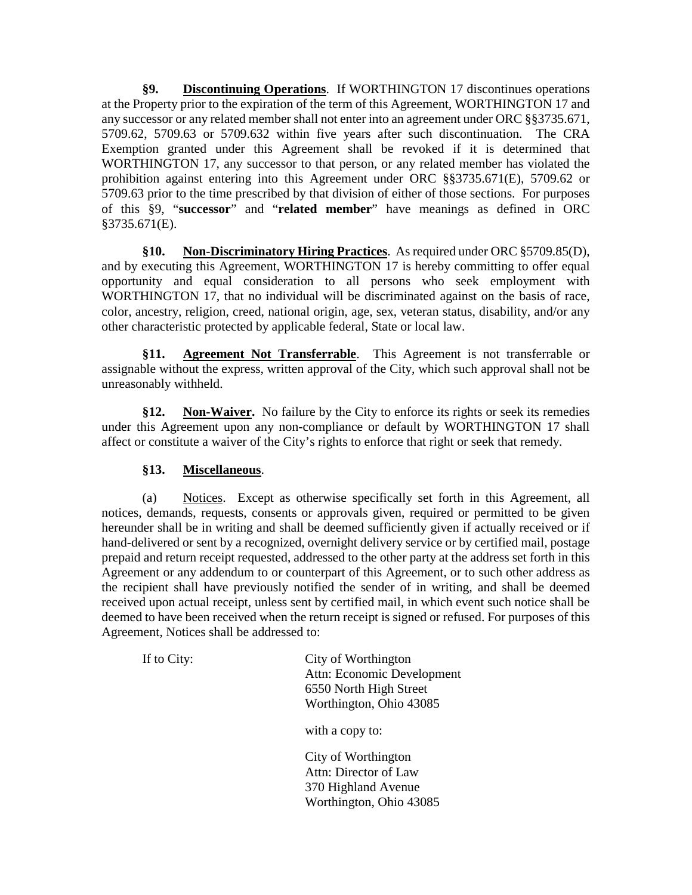**§9. Discontinuing Operations**. If WORTHINGTON 17 discontinues operations at the Property prior to the expiration of the term of this Agreement, WORTHINGTON 17 and any successor or any related member shall not enter into an agreement under ORC §§3735.671, 5709.62, 5709.63 or 5709.632 within five years after such discontinuation. The CRA Exemption granted under this Agreement shall be revoked if it is determined that WORTHINGTON 17, any successor to that person, or any related member has violated the prohibition against entering into this Agreement under ORC §§3735.671(E), 5709.62 or 5709.63 prior to the time prescribed by that division of either of those sections. For purposes of this §9, "**successor**" and "**related member**" have meanings as defined in ORC §3735.671(E).

**§10. Non-Discriminatory Hiring Practices**. As required under ORC §5709.85(D), and by executing this Agreement, WORTHINGTON 17 is hereby committing to offer equal opportunity and equal consideration to all persons who seek employment with WORTHINGTON 17, that no individual will be discriminated against on the basis of race, color, ancestry, religion, creed, national origin, age, sex, veteran status, disability, and/or any other characteristic protected by applicable federal, State or local law.

**§11. Agreement Not Transferrable**. This Agreement is not transferrable or assignable without the express, written approval of the City, which such approval shall not be unreasonably withheld.

**§12. Non-Waiver.** No failure by the City to enforce its rights or seek its remedies under this Agreement upon any non-compliance or default by WORTHINGTON 17 shall affect or constitute a waiver of the City's rights to enforce that right or seek that remedy.

**§13. Miscellaneous**.

(a) Notices. Except as otherwise specifically set forth in this Agreement, all notices, demands, requests, consents or approvals given, required or permitted to be given hereunder shall be in writing and shall be deemed sufficiently given if actually received or if hand-delivered or sent by a recognized, overnight delivery service or by certified mail, postage prepaid and return receipt requested, addressed to the other party at the address set forth in this Agreement or any addendum to or counterpart of this Agreement, or to such other address as the recipient shall have previously notified the sender of in writing, and shall be deemed received upon actual receipt, unless sent by certified mail, in which event such notice shall be deemed to have been received when the return receipt is signed or refused. For purposes of this Agreement, Notices shall be addressed to:

If to City:

City of Worthington
Attn: Economic Development
6550 North High Street
Worthington, Ohio 43085

with a copy to:

City of Worthington
Attn: Director of Law
370 Highland Avenue
Worthington, Ohio 43085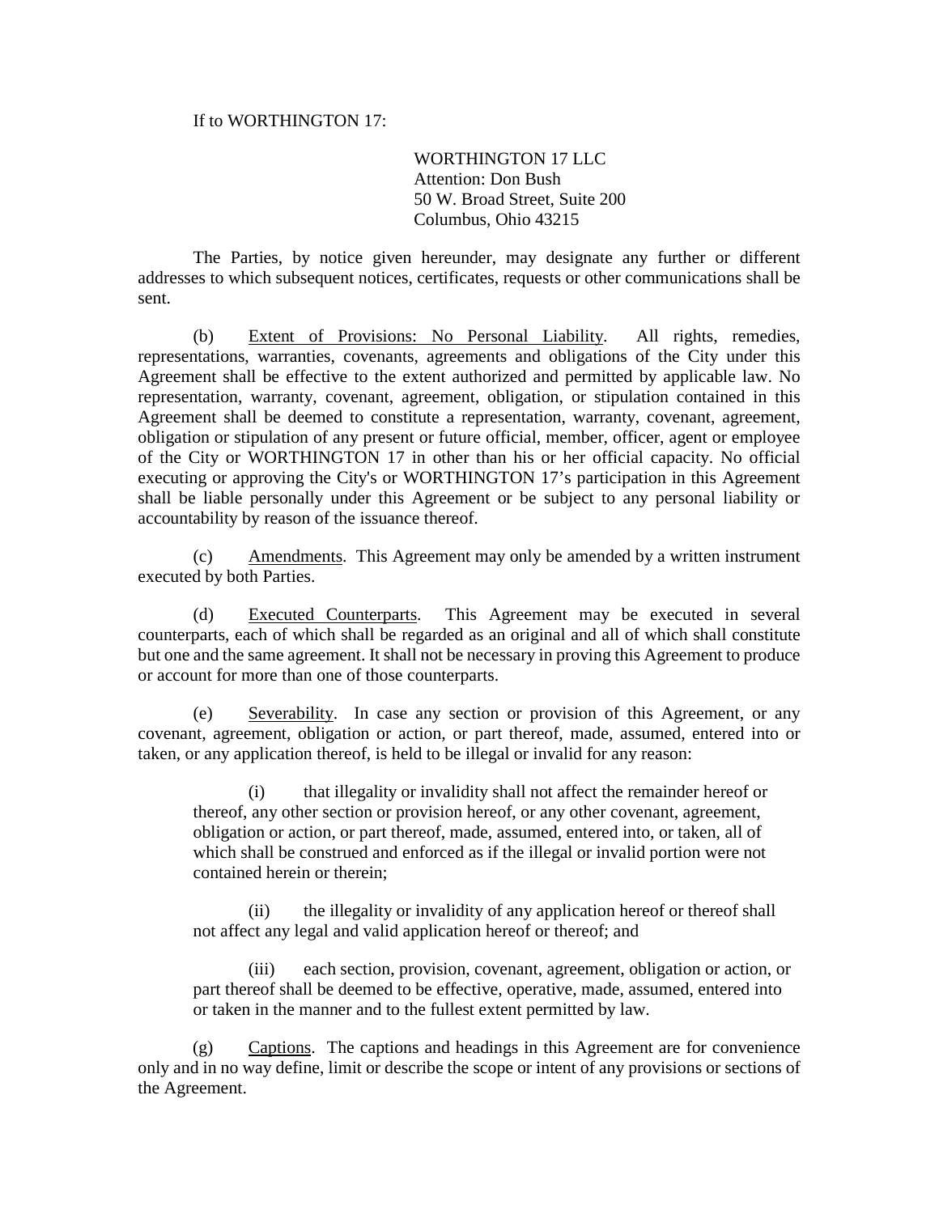If to WORTHINGTON 17:

WORTHINGTON 17 LLC
Attention: Don Bush
50 W. Broad Street, Suite 200
Columbus, Ohio 43215

The Parties, by notice given hereunder, may designate any further or different addresses to which subsequent notices, certificates, requests or other communications shall be sent.

(b) Extent of Provisions: No Personal Liability. All rights, remedies, representations, warranties, covenants, agreements and obligations of the City under this Agreement shall be effective to the extent authorized and permitted by applicable law. No representation, warranty, covenant, agreement, obligation, or stipulation contained in this Agreement shall be deemed to constitute a representation, warranty, covenant, agreement, obligation or stipulation of any present or future official, member, officer, agent or employee of the City or WORTHINGTON 17 in other than his or her official capacity. No official executing or approving the City's or WORTHINGTON 17's participation in this Agreement shall be liable personally under this Agreement or be subject to any personal liability or accountability by reason of the issuance thereof.

(c) Amendments. This Agreement may only be amended by a written instrument executed by both Parties.

(d) Executed Counterparts. This Agreement may be executed in several counterparts, each of which shall be regarded as an original and all of which shall constitute but one and the same agreement. It shall not be necessary in proving this Agreement to produce or account for more than one of those counterparts.

(e) Severability. In case any section or provision of this Agreement, or any covenant, agreement, obligation or action, or part thereof, made, assumed, entered into or taken, or any application thereof, is held to be illegal or invalid for any reason:

(i) that illegality or invalidity shall not affect the remainder hereof or thereof, any other section or provision hereof, or any other covenant, agreement, obligation or action, or part thereof, made, assumed, entered into, or taken, all of which shall be construed and enforced as if the illegal or invalid portion were not contained herein or therein;

(ii) the illegality or invalidity of any application hereof or thereof shall not affect any legal and valid application hereof or thereof; and

(iii) each section, provision, covenant, agreement, obligation or action, or part thereof shall be deemed to be effective, operative, made, assumed, entered into or taken in the manner and to the fullest extent permitted by law.

(g) Captions. The captions and headings in this Agreement are for convenience only and in no way define, limit or describe the scope or intent of any provisions or sections of the Agreement.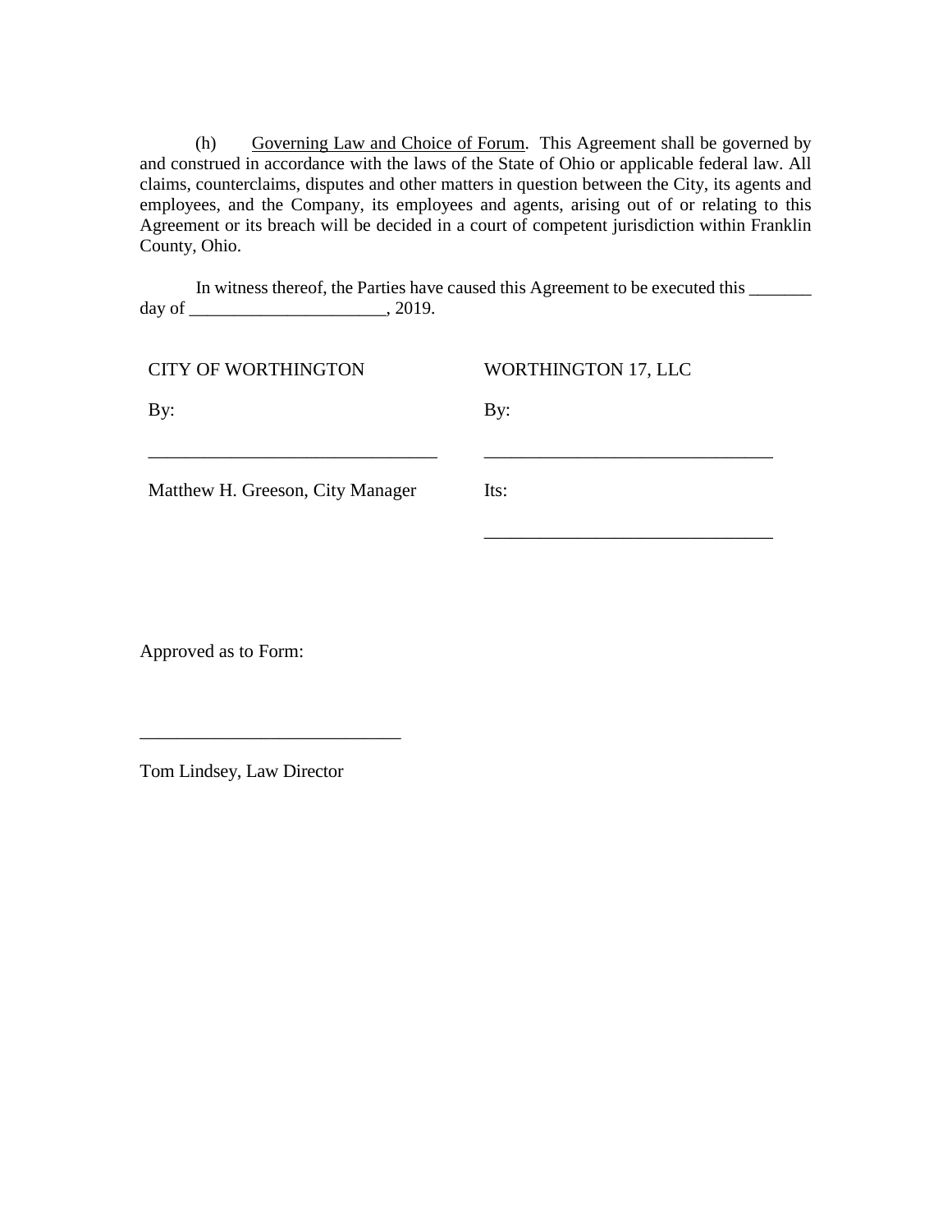(h) Governing Law and Choice of Forum. This Agreement shall be governed by and construed in accordance with the laws of the State of Ohio or applicable federal law. All claims, counterclaims, disputes and other matters in question between the City, its agents and employees, and the Company, its employees and agents, arising out of or relating to this Agreement or its breach will be decided in a court of competent jurisdiction within Franklin County, Ohio.

In witness thereof, the Parties have caused this Agreement to be executed this _______ day of ______________________, 2019.

| | |
|---|---|
| CITY OF WORTHINGTON | WORTHINGTON 17, LLC |
| By: | By: |
| ________________________________ | ________________________________ |
| Matthew H. Greeson, City Manager | Its: |
| | ________________________________ |

Approved as to Form:

____________________________

Tom Lindsey, Law Director